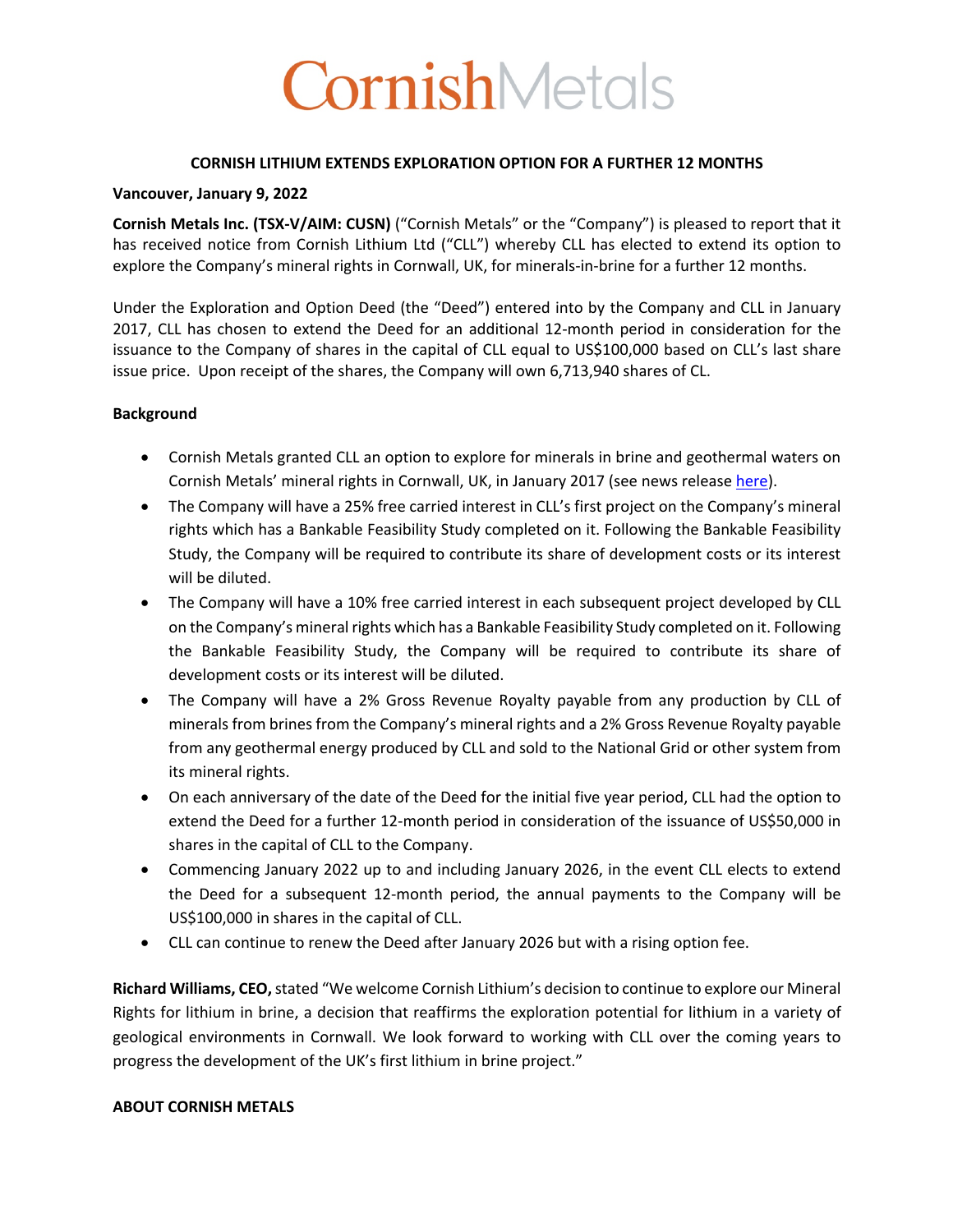# CornishMetals

**CORNISH LITHIUM EXTENDS EXPLORATION OPTION FOR A FURTHER 12 MONTHS**

**Vancouver, January 9, 2022**

**Cornish Metals Inc. (TSX-V/AIM: CUSN)** ("Cornish Metals" or the "Company") is pleased to report that it has received notice from Cornish Lithium Ltd ("CLL") whereby CLL has elected to extend its option to explore the Company's mineral rights in Cornwall, UK, for minerals-in-brine for a further 12 months.

Under the Exploration and Option Deed (the "Deed") entered into by the Company and CLL in January 2017, CLL has chosen to extend the Deed for an additional 12-month period in consideration for the issuance to the Company of shares in the capital of CLL equal to US$100,000 based on CLL's last share issue price. Upon receipt of the shares, the Company will own 6,713,940 shares of CL.

**Background**

- Cornish Metals granted CLL an option to explore for minerals in brine and geothermal waters on Cornish Metals' mineral rights in Cornwall, UK, in January 2017 (see news release here).
- The Company will have a 25% free carried interest in CLL's first project on the Company's mineral rights which has a Bankable Feasibility Study completed on it. Following the Bankable Feasibility Study, the Company will be required to contribute its share of development costs or its interest will be diluted.
- The Company will have a 10% free carried interest in each subsequent project developed by CLL on the Company's mineral rights which has a Bankable Feasibility Study completed on it. Following the Bankable Feasibility Study, the Company will be required to contribute its share of development costs or its interest will be diluted.
- The Company will have a 2% Gross Revenue Royalty payable from any production by CLL of minerals from brines from the Company's mineral rights and a 2% Gross Revenue Royalty payable from any geothermal energy produced by CLL and sold to the National Grid or other system from its mineral rights.
- On each anniversary of the date of the Deed for the initial five year period, CLL had the option to extend the Deed for a further 12-month period in consideration of the issuance of US$50,000 in shares in the capital of CLL to the Company.
- Commencing January 2022 up to and including January 2026, in the event CLL elects to extend the Deed for a subsequent 12-month period, the annual payments to the Company will be US$100,000 in shares in the capital of CLL.
- CLL can continue to renew the Deed after January 2026 but with a rising option fee.

**Richard Williams, CEO,** stated "We welcome Cornish Lithium's decision to continue to explore our Mineral Rights for lithium in brine, a decision that reaffirms the exploration potential for lithium in a variety of geological environments in Cornwall. We look forward to working with CLL over the coming years to progress the development of the UK's first lithium in brine project."

**ABOUT CORNISH METALS**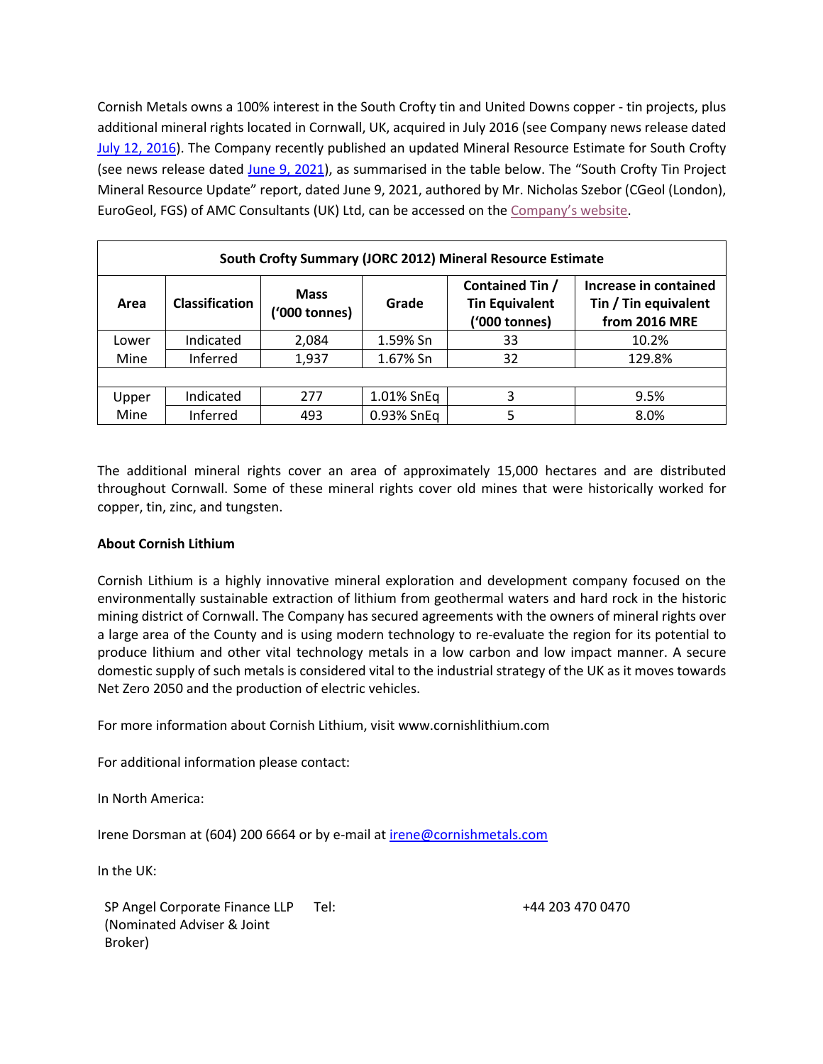Cornish Metals owns a 100% interest in the South Crofty tin and United Downs copper - tin projects, plus additional mineral rights located in Cornwall, UK, acquired in July 2016 (see Company news release dated July 12, 2016). The Company recently published an updated Mineral Resource Estimate for South Crofty (see news release dated June 9, 2021), as summarised in the table below. The "South Crofty Tin Project Mineral Resource Update" report, dated June 9, 2021, authored by Mr. Nicholas Szebor (CGeol (London), EuroGeol, FGS) of AMC Consultants (UK) Ltd, can be accessed on the Company's website.

**South Crofty Summary (JORC 2012) Mineral Resource Estimate**

| Area | Classification | Mass ('000 tonnes) | Grade | Contained Tin / Tin Equivalent ('000 tonnes) | Increase in contained Tin / Tin equivalent from 2016 MRE |
|---|---|---|---|---|---|
| Lower Mine | Indicated | 2,084 | 1.59% Sn | 33 | 10.2% |
| | Inferred | 1,937 | 1.67% Sn | 32 | 129.8% |
| | | | | | |
| Upper Mine | Indicated | 277 | 1.01% SnEq | 3 | 9.5% |
| | Inferred | 493 | 0.93% SnEq | 5 | 8.0% |

The additional mineral rights cover an area of approximately 15,000 hectares and are distributed throughout Cornwall. Some of these mineral rights cover old mines that were historically worked for copper, tin, zinc, and tungsten.

**About Cornish Lithium**

Cornish Lithium is a highly innovative mineral exploration and development company focused on the environmentally sustainable extraction of lithium from geothermal waters and hard rock in the historic mining district of Cornwall. The Company has secured agreements with the owners of mineral rights over a large area of the County and is using modern technology to re-evaluate the region for its potential to produce lithium and other vital technology metals in a low carbon and low impact manner. A secure domestic supply of such metals is considered vital to the industrial strategy of the UK as it moves towards Net Zero 2050 and the production of electric vehicles.

For more information about Cornish Lithium, visit www.cornishlithium.com

For additional information please contact:

In North America:

Irene Dorsman at (604) 200 6664 or by e-mail at irene@cornishmetals.com

In the UK:

| | | |
|---|---|---|
| SP Angel Corporate Finance LLP (Nominated Adviser & Joint Broker) | Tel: | +44 203 470 0470 |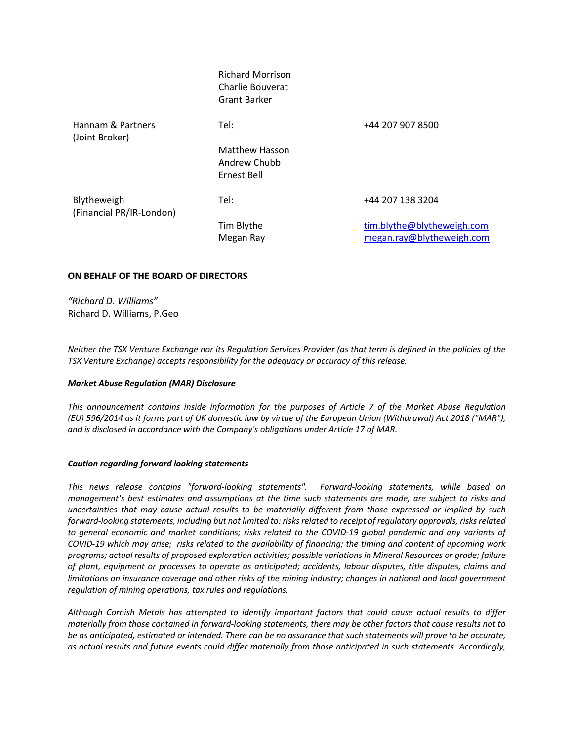| | | |
|---|---|---|
| | Richard Morrison<br>Charlie Bouverat<br>Grant Barker | |
| Hannam & Partners<br>(Joint Broker) | Tel: | +44 207 907 8500 |
| | Matthew Hasson<br>Andrew Chubb<br>Ernest Bell | |
| Blytheweigh<br>(Financial PR/IR-London) | Tel: | +44 207 138 3204 |
| | Tim Blythe<br>Megan Ray | tim.blythe@blytheweigh.com<br>megan.ray@blytheweigh.com |

**ON BEHALF OF THE BOARD OF DIRECTORS**

*"Richard D. Williams"*
Richard D. Williams, P.Geo

*Neither the TSX Venture Exchange nor its Regulation Services Provider (as that term is defined in the policies of the TSX Venture Exchange) accepts responsibility for the adequacy or accuracy of this release.*

***Market Abuse Regulation (MAR) Disclosure***

*This announcement contains inside information for the purposes of Article 7 of the Market Abuse Regulation (EU) 596/2014 as it forms part of UK domestic law by virtue of the European Union (Withdrawal) Act 2018 ("MAR"), and is disclosed in accordance with the Company's obligations under Article 17 of MAR.*

***Caution regarding forward looking statements***

*This news release contains "forward-looking statements". Forward-looking statements, while based on management's best estimates and assumptions at the time such statements are made, are subject to risks and uncertainties that may cause actual results to be materially different from those expressed or implied by such forward-looking statements, including but not limited to: risks related to receipt of regulatory approvals, risks related to general economic and market conditions; risks related to the COVID-19 global pandemic and any variants of COVID-19 which may arise; risks related to the availability of financing; the timing and content of upcoming work programs; actual results of proposed exploration activities; possible variations in Mineral Resources or grade; failure of plant, equipment or processes to operate as anticipated; accidents, labour disputes, title disputes, claims and limitations on insurance coverage and other risks of the mining industry; changes in national and local government regulation of mining operations, tax rules and regulations.*

*Although Cornish Metals has attempted to identify important factors that could cause actual results to differ materially from those contained in forward-looking statements, there may be other factors that cause results not to be as anticipated, estimated or intended. There can be no assurance that such statements will prove to be accurate, as actual results and future events could differ materially from those anticipated in such statements. Accordingly,*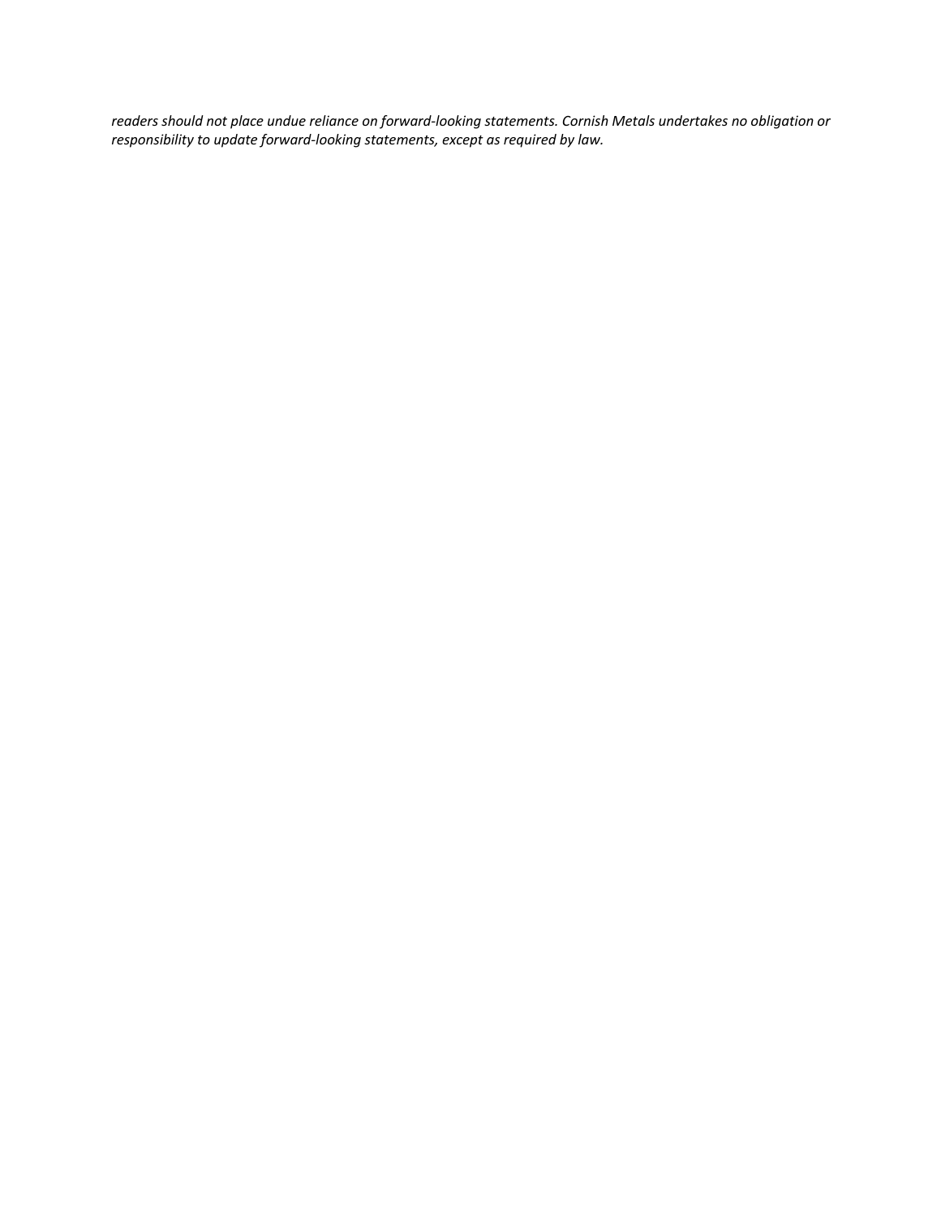*readers should not place undue reliance on forward-looking statements. Cornish Metals undertakes no obligation or responsibility to update forward-looking statements, except as required by law.*